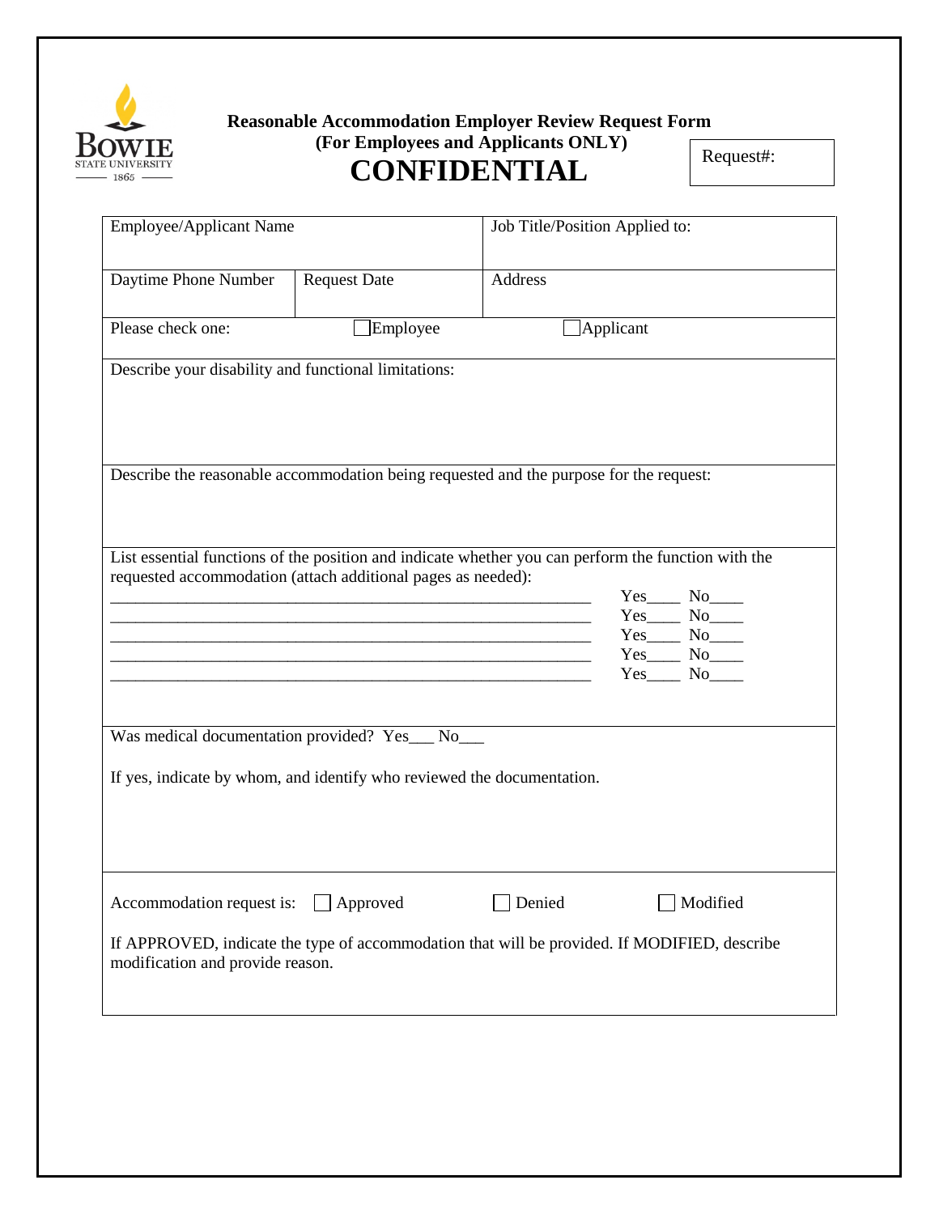Bowie State University 1865

**Reasonable Accommodation Employer Review Request Form**
**(For Employees and Applicants ONLY)**

# CONFIDENTIAL

Request#:

| Employee/Applicant Name | | Job Title/Position Applied to: |
|---|---|---|
| Daytime Phone Number | Request Date | Address |
| Please check one: | ☐ Employee | ☐ Applicant |

Describe your disability and functional limitations:

Describe the reasonable accommodation being requested and the purpose for the request:

List essential functions of the position and indicate whether you can perform the function with the requested accommodation (attach additional pages as needed):

____________________________________________________________ Yes____ No____
____________________________________________________________ Yes____ No____
____________________________________________________________ Yes____ No____
____________________________________________________________ Yes____ No____
____________________________________________________________ Yes____ No____

Was medical documentation provided? Yes___ No___

If yes, indicate by whom, and identify who reviewed the documentation.

Accommodation request is: ☐ Approved ☐ Denied ☐ Modified

If APPROVED, indicate the type of accommodation that will be provided. If MODIFIED, describe modification and provide reason.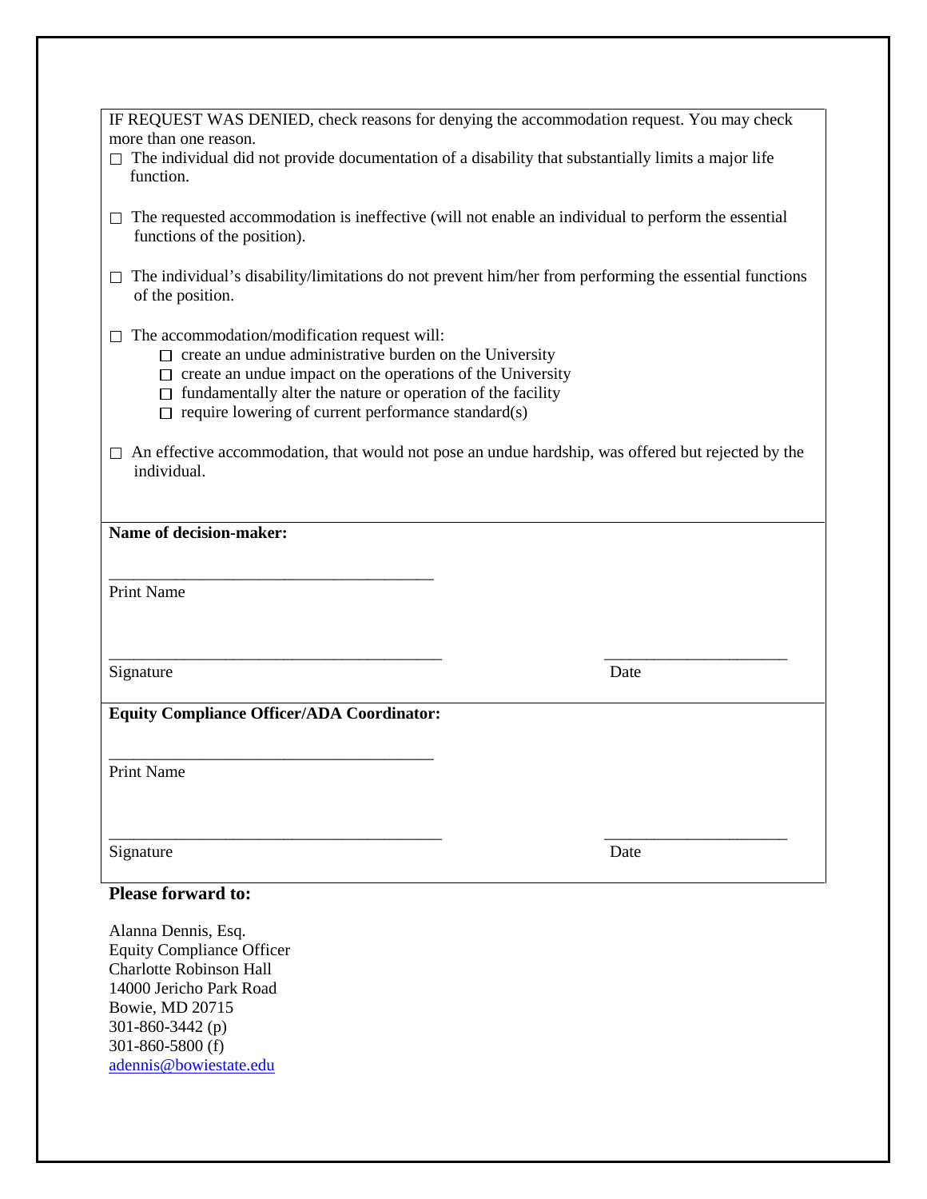IF REQUEST WAS DENIED, check reasons for denying the accommodation request. You may check more than one reason.

- ☐ The individual did not provide documentation of a disability that substantially limits a major life function.

- ☐ The requested accommodation is ineffective (will not enable an individual to perform the essential functions of the position).

- ☐ The individual's disability/limitations do not prevent him/her from performing the essential functions of the position.

- ☐ The accommodation/modification request will:
  - ☐ create an undue administrative burden on the University
  - ☐ create an undue impact on the operations of the University
  - ☐ fundamentally alter the nature or operation of the facility
  - ☐ require lowering of current performance standard(s)

- ☐ An effective accommodation, that would not pose an undue hardship, was offered but rejected by the individual.

**Name of decision-maker:**

_______________________________________
Print Name

_______________________________________ _____________________
Signature Date

**Equity Compliance Officer/ADA Coordinator:**

_______________________________________
Print Name

_______________________________________ _____________________
Signature Date

**Please forward to:**

Alanna Dennis, Esq.
Equity Compliance Officer
Charlotte Robinson Hall
14000 Jericho Park Road
Bowie, MD 20715
301-860-3442 (p)
301-860-5800 (f)
adennis@bowiestate.edu